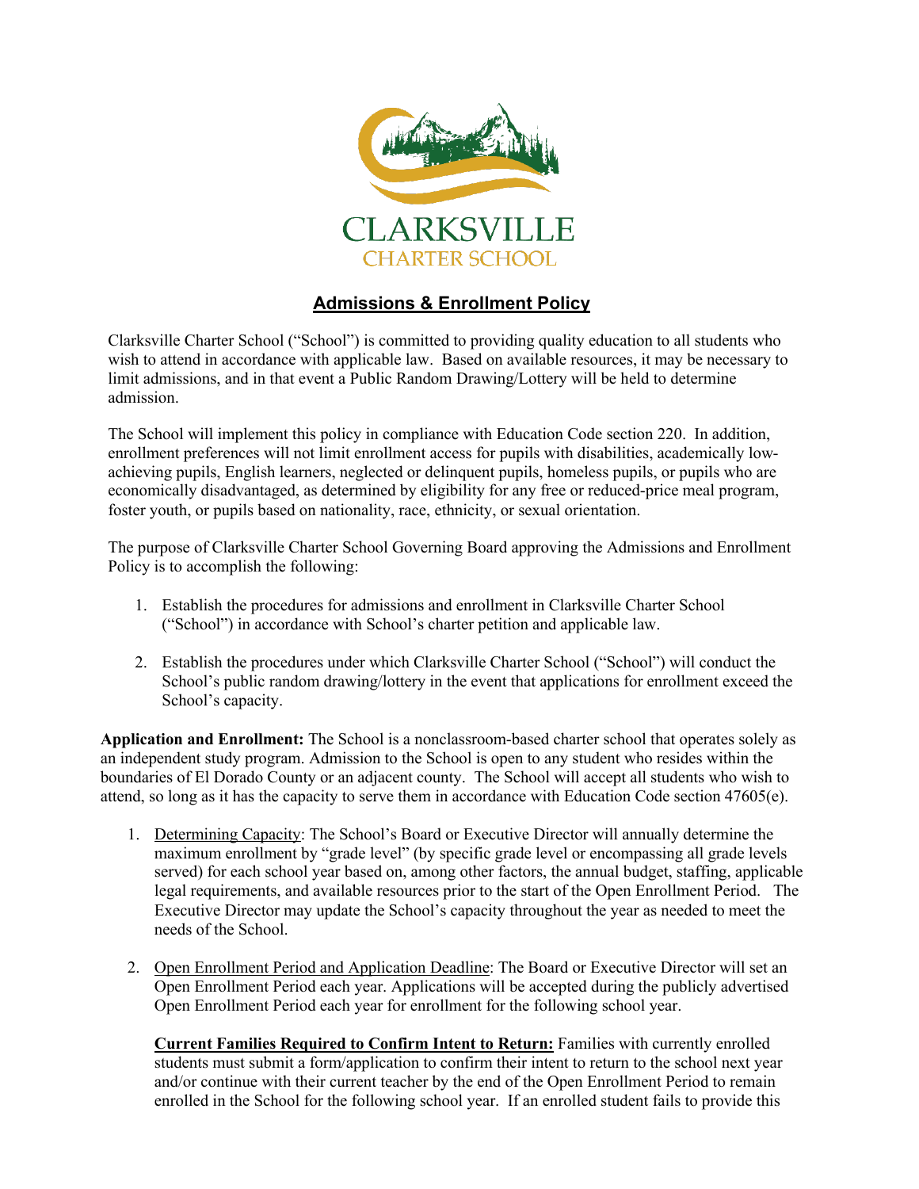CLARKSVILLE
CHARTER SCHOOL

# Admissions & Enrollment Policy

Clarksville Charter School ("School") is committed to providing quality education to all students who wish to attend in accordance with applicable law. Based on available resources, it may be necessary to limit admissions, and in that event a Public Random Drawing/Lottery will be held to determine admission.

The School will implement this policy in compliance with Education Code section 220. In addition, enrollment preferences will not limit enrollment access for pupils with disabilities, academically low-achieving pupils, English learners, neglected or delinquent pupils, homeless pupils, or pupils who are economically disadvantaged, as determined by eligibility for any free or reduced-price meal program, foster youth, or pupils based on nationality, race, ethnicity, or sexual orientation.

The purpose of Clarksville Charter School Governing Board approving the Admissions and Enrollment Policy is to accomplish the following:

1. Establish the procedures for admissions and enrollment in Clarksville Charter School ("School") in accordance with School's charter petition and applicable law.
2. Establish the procedures under which Clarksville Charter School ("School") will conduct the School's public random drawing/lottery in the event that applications for enrollment exceed the School's capacity.

**Application and Enrollment:** The School is a nonclassroom-based charter school that operates solely as an independent study program. Admission to the School is open to any student who resides within the boundaries of El Dorado County or an adjacent county. The School will accept all students who wish to attend, so long as it has the capacity to serve them in accordance with Education Code section 47605(e).

1. Determining Capacity: The School's Board or Executive Director will annually determine the maximum enrollment by "grade level" (by specific grade level or encompassing all grade levels served) for each school year based on, among other factors, the annual budget, staffing, applicable legal requirements, and available resources prior to the start of the Open Enrollment Period. The Executive Director may update the School's capacity throughout the year as needed to meet the needs of the School.
2. Open Enrollment Period and Application Deadline: The Board or Executive Director will set an Open Enrollment Period each year. Applications will be accepted during the publicly advertised Open Enrollment Period each year for enrollment for the following school year.

   **Current Families Required to Confirm Intent to Return:** Families with currently enrolled students must submit a form/application to confirm their intent to return to the school next year and/or continue with their current teacher by the end of the Open Enrollment Period to remain enrolled in the School for the following school year. If an enrolled student fails to provide this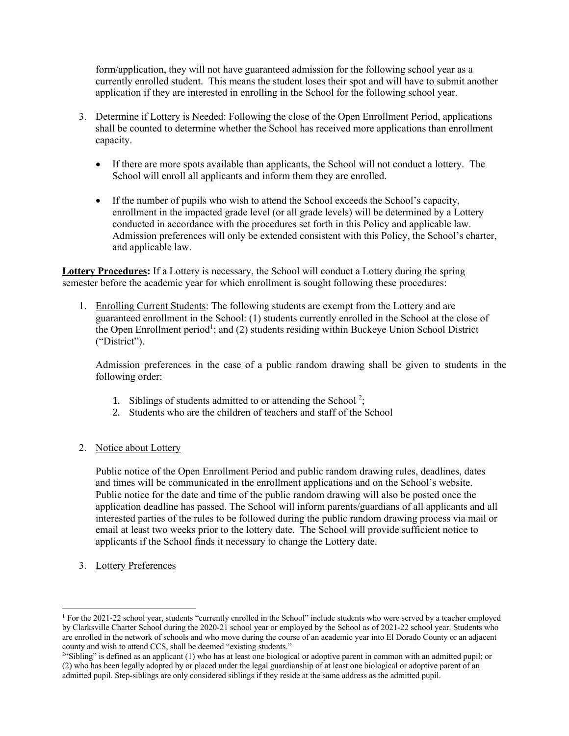form/application, they will not have guaranteed admission for the following school year as a currently enrolled student. This means the student loses their spot and will have to submit another application if they are interested in enrolling in the School for the following school year.

3. Determine if Lottery is Needed: Following the close of the Open Enrollment Period, applications shall be counted to determine whether the School has received more applications than enrollment capacity.

   - If there are more spots available than applicants, the School will not conduct a lottery. The School will enroll all applicants and inform them they are enrolled.

   - If the number of pupils who wish to attend the School exceeds the School's capacity, enrollment in the impacted grade level (or all grade levels) will be determined by a Lottery conducted in accordance with the procedures set forth in this Policy and applicable law. Admission preferences will only be extended consistent with this Policy, the School's charter, and applicable law.

**Lottery Procedures:** If a Lottery is necessary, the School will conduct a Lottery during the spring semester before the academic year for which enrollment is sought following these procedures:

1. Enrolling Current Students: The following students are exempt from the Lottery and are guaranteed enrollment in the School: (1) students currently enrolled in the School at the close of the Open Enrollment period[1]; and (2) students residing within Buckeye Union School District ("District").

   Admission preferences in the case of a public random drawing shall be given to students in the following order:

   1. Siblings of students admitted to or attending the School [2];
   2. Students who are the children of teachers and staff of the School

2. Notice about Lottery

   Public notice of the Open Enrollment Period and public random drawing rules, deadlines, dates and times will be communicated in the enrollment applications and on the School's website. Public notice for the date and time of the public random drawing will also be posted once the application deadline has passed. The School will inform parents/guardians of all applicants and all interested parties of the rules to be followed during the public random drawing process via mail or email at least two weeks prior to the lottery date. The School will provide sufficient notice to applicants if the School finds it necessary to change the Lottery date.

3. Lottery Preferences

---

[1] For the 2021-22 school year, students "currently enrolled in the School" include students who were served by a teacher employed by Clarksville Charter School during the 2020-21 school year or employed by the School as of 2021-22 school year. Students who are enrolled in the network of schools and who move during the course of an academic year into El Dorado County or an adjacent county and wish to attend CCS, shall be deemed "existing students."

[2] "Sibling" is defined as an applicant (1) who has at least one biological or adoptive parent in common with an admitted pupil; or (2) who has been legally adopted by or placed under the legal guardianship of at least one biological or adoptive parent of an admitted pupil. Step-siblings are only considered siblings if they reside at the same address as the admitted pupil.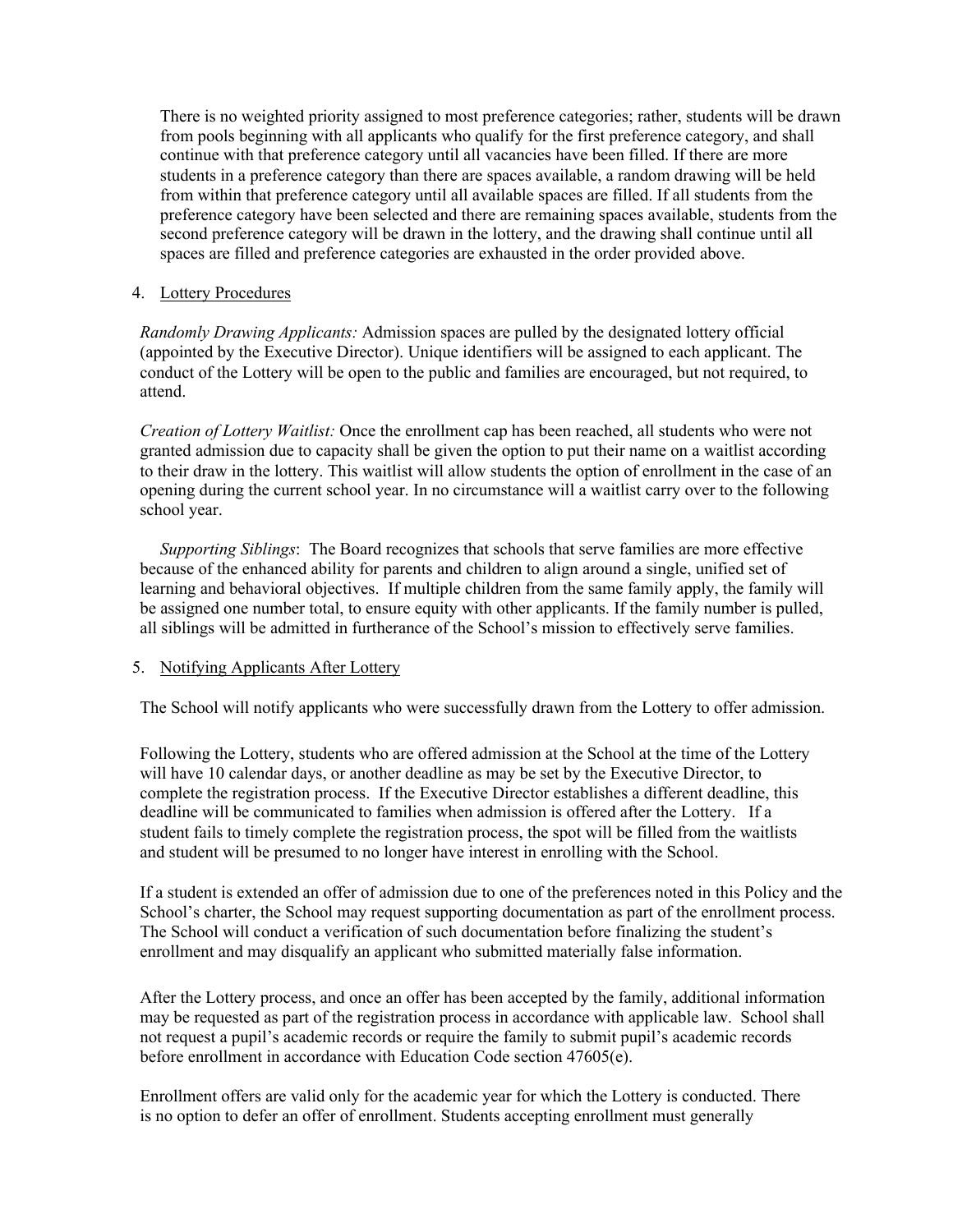There is no weighted priority assigned to most preference categories; rather, students will be drawn from pools beginning with all applicants who qualify for the first preference category, and shall continue with that preference category until all vacancies have been filled. If there are more students in a preference category than there are spaces available, a random drawing will be held from within that preference category until all available spaces are filled. If all students from the preference category have been selected and there are remaining spaces available, students from the second preference category will be drawn in the lottery, and the drawing shall continue until all spaces are filled and preference categories are exhausted in the order provided above.

4. <u>Lottery Procedures</u>

*Randomly Drawing Applicants:* Admission spaces are pulled by the designated lottery official (appointed by the Executive Director). Unique identifiers will be assigned to each applicant. The conduct of the Lottery will be open to the public and families are encouraged, but not required, to attend.

*Creation of Lottery Waitlist:* Once the enrollment cap has been reached, all students who were not granted admission due to capacity shall be given the option to put their name on a waitlist according to their draw in the lottery. This waitlist will allow students the option of enrollment in the case of an opening during the current school year. In no circumstance will a waitlist carry over to the following school year.

*Supporting Siblings*: The Board recognizes that schools that serve families are more effective because of the enhanced ability for parents and children to align around a single, unified set of learning and behavioral objectives. If multiple children from the same family apply, the family will be assigned one number total, to ensure equity with other applicants. If the family number is pulled, all siblings will be admitted in furtherance of the School's mission to effectively serve families.

5. <u>Notifying Applicants After Lottery</u>

The School will notify applicants who were successfully drawn from the Lottery to offer admission.

Following the Lottery, students who are offered admission at the School at the time of the Lottery will have 10 calendar days, or another deadline as may be set by the Executive Director, to complete the registration process. If the Executive Director establishes a different deadline, this deadline will be communicated to families when admission is offered after the Lottery. If a student fails to timely complete the registration process, the spot will be filled from the waitlists and student will be presumed to no longer have interest in enrolling with the School.

If a student is extended an offer of admission due to one of the preferences noted in this Policy and the School's charter, the School may request supporting documentation as part of the enrollment process. The School will conduct a verification of such documentation before finalizing the student's enrollment and may disqualify an applicant who submitted materially false information.

After the Lottery process, and once an offer has been accepted by the family, additional information may be requested as part of the registration process in accordance with applicable law. School shall not request a pupil's academic records or require the family to submit pupil's academic records before enrollment in accordance with Education Code section 47605(e).

Enrollment offers are valid only for the academic year for which the Lottery is conducted. There is no option to defer an offer of enrollment. Students accepting enrollment must generally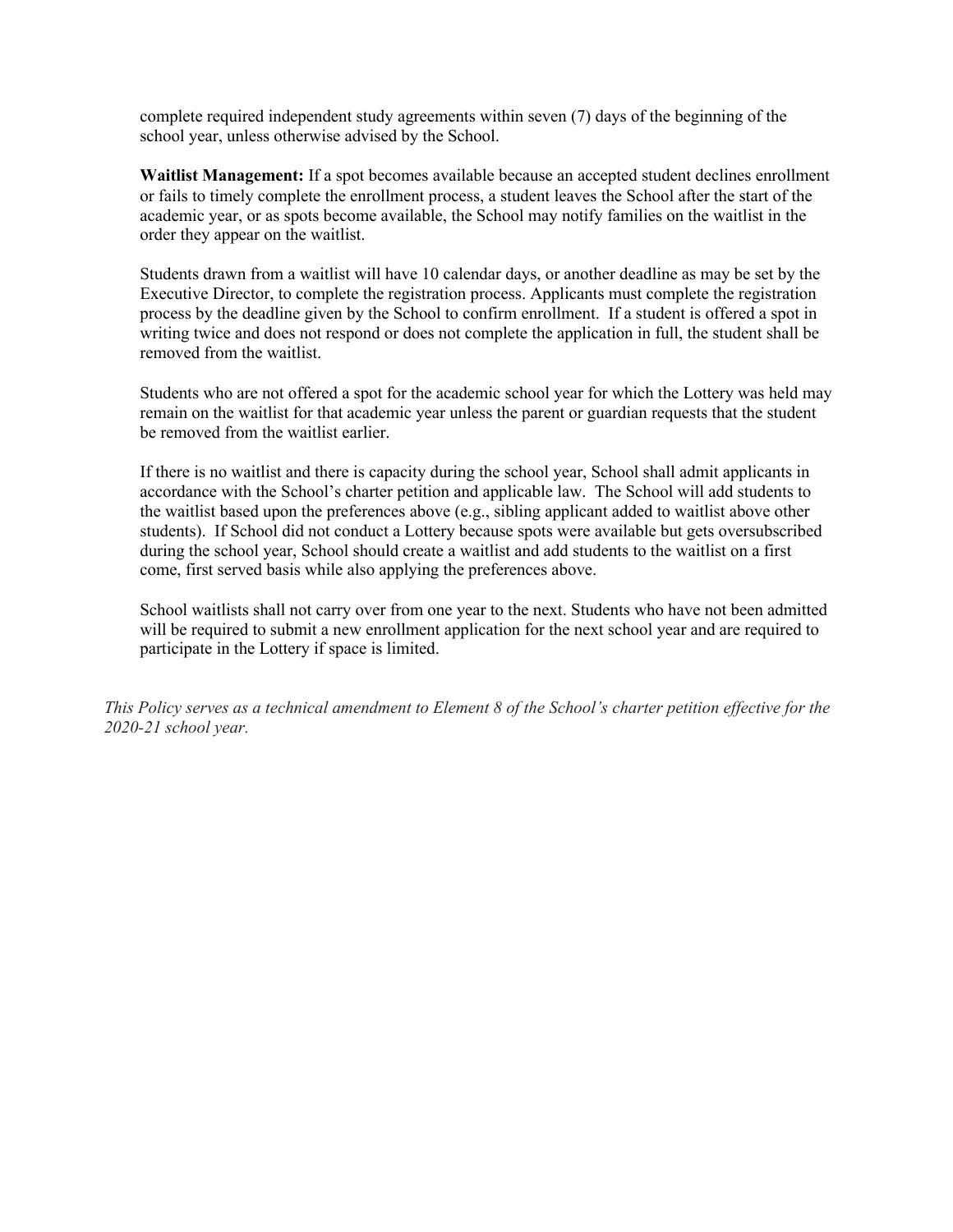complete required independent study agreements within seven (7) days of the beginning of the school year, unless otherwise advised by the School.

**Waitlist Management:** If a spot becomes available because an accepted student declines enrollment or fails to timely complete the enrollment process, a student leaves the School after the start of the academic year, or as spots become available, the School may notify families on the waitlist in the order they appear on the waitlist.

Students drawn from a waitlist will have 10 calendar days, or another deadline as may be set by the Executive Director, to complete the registration process. Applicants must complete the registration process by the deadline given by the School to confirm enrollment. If a student is offered a spot in writing twice and does not respond or does not complete the application in full, the student shall be removed from the waitlist.

Students who are not offered a spot for the academic school year for which the Lottery was held may remain on the waitlist for that academic year unless the parent or guardian requests that the student be removed from the waitlist earlier.

If there is no waitlist and there is capacity during the school year, School shall admit applicants in accordance with the School's charter petition and applicable law. The School will add students to the waitlist based upon the preferences above (e.g., sibling applicant added to waitlist above other students). If School did not conduct a Lottery because spots were available but gets oversubscribed during the school year, School should create a waitlist and add students to the waitlist on a first come, first served basis while also applying the preferences above.

School waitlists shall not carry over from one year to the next. Students who have not been admitted will be required to submit a new enrollment application for the next school year and are required to participate in the Lottery if space is limited.

*This Policy serves as a technical amendment to Element 8 of the School's charter petition effective for the 2020-21 school year.*